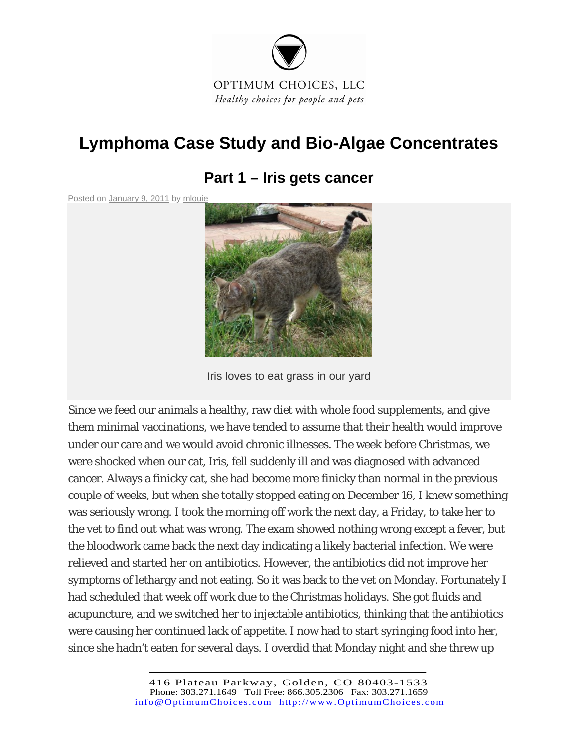OPTIMUM CHOICES, LLC

*Healthy choices for people and pets*

# Lymphoma Case Study and Bio-Algae Concentrates

## Part 1 – Iris gets cancer

Posted on January 9, 2011 by mlouie

Iris loves to eat grass in our yard

Since we feed our animals a healthy, raw diet with whole food supplements, and give them minimal vaccinations, we have tended to assume that their health would improve under our care and we would avoid chronic illnesses. The week before Christmas, we were shocked when our cat, Iris, fell suddenly ill and was diagnosed with advanced cancer. Always a finicky cat, she had become more finicky than normal in the previous couple of weeks, but when she totally stopped eating on December 16, I knew something was seriously wrong. I took the morning off work the next day, a Friday, to take her to the vet to find out what was wrong. The exam showed nothing wrong except a fever, but the bloodwork came back the next day indicating a likely bacterial infection. We were relieved and started her on antibiotics. However, the antibiotics did not improve her symptoms of lethargy and not eating. So it was back to the vet on Monday. Fortunately I had scheduled that week off work due to the Christmas holidays. She got fluids and acupuncture, and we switched her to injectable antibiotics, thinking that the antibiotics were causing her continued lack of appetite. I now had to start syringing food into her, since she hadn't eaten for several days. I overdid that Monday night and she threw up

416 Plateau Parkway, Golden, CO 80403-1533
Phone: 303.271.1649 Toll Free: 866.305.2306 Fax: 303.271.1659
info@OptimumChoices.com http://www.OptimumChoices.com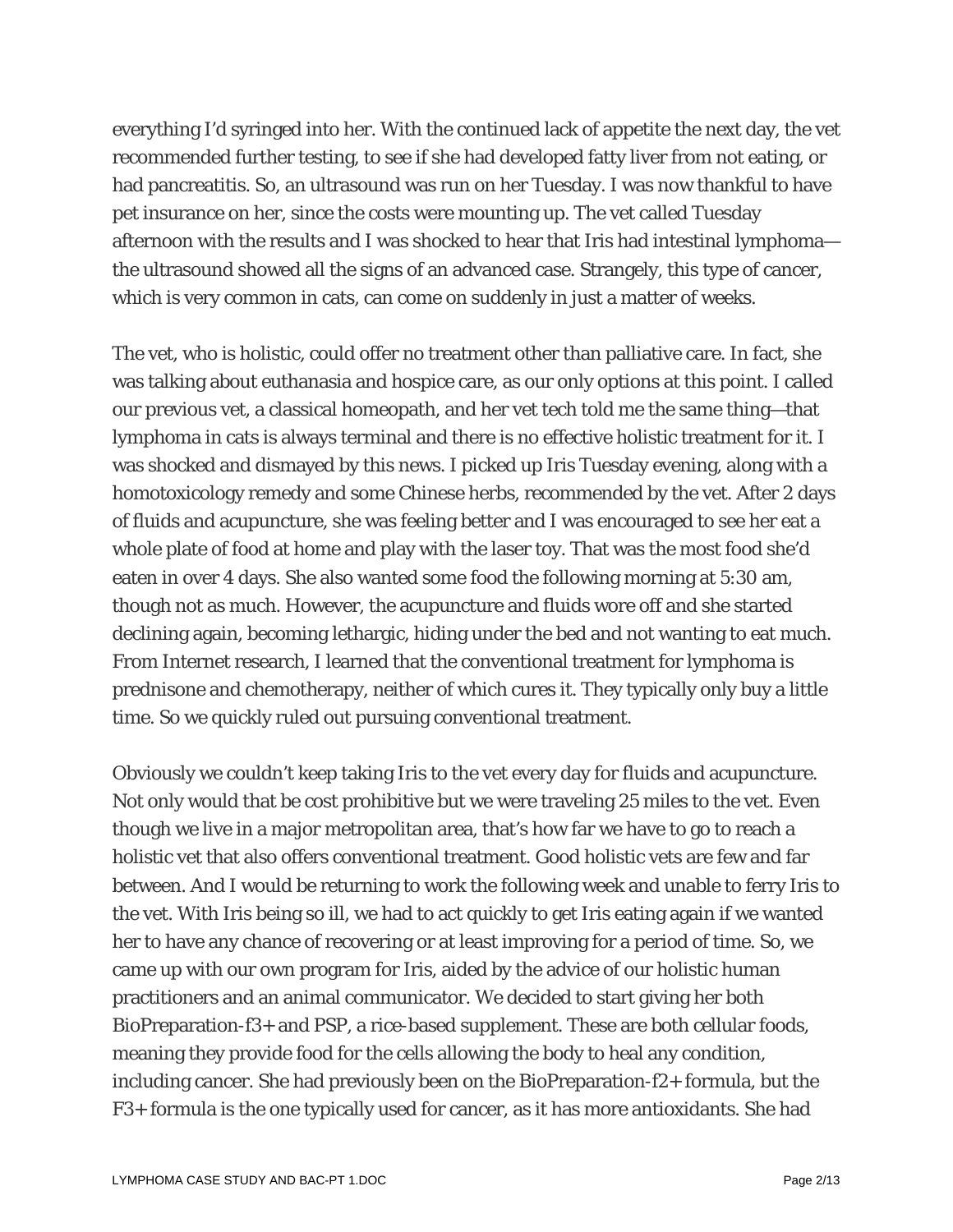everything I'd syringed into her. With the continued lack of appetite the next day, the vet recommended further testing, to see if she had developed fatty liver from not eating, or had pancreatitis. So, an ultrasound was run on her Tuesday. I was now thankful to have pet insurance on her, since the costs were mounting up. The vet called Tuesday afternoon with the results and I was shocked to hear that Iris had intestinal lymphoma—the ultrasound showed all the signs of an advanced case. Strangely, this type of cancer, which is very common in cats, can come on suddenly in just a matter of weeks.

The vet, who is holistic, could offer no treatment other than palliative care. In fact, she was talking about euthanasia and hospice care, as our only options at this point. I called our previous vet, a classical homeopath, and her vet tech told me the same thing—that lymphoma in cats is always terminal and there is no effective holistic treatment for it. I was shocked and dismayed by this news. I picked up Iris Tuesday evening, along with a homotoxicology remedy and some Chinese herbs, recommended by the vet. After 2 days of fluids and acupuncture, she was feeling better and I was encouraged to see her eat a whole plate of food at home and play with the laser toy. That was the most food she'd eaten in over 4 days. She also wanted some food the following morning at 5:30 am, though not as much. However, the acupuncture and fluids wore off and she started declining again, becoming lethargic, hiding under the bed and not wanting to eat much. From Internet research, I learned that the conventional treatment for lymphoma is prednisone and chemotherapy, neither of which cures it. They typically only buy a little time. So we quickly ruled out pursuing conventional treatment.

Obviously we couldn't keep taking Iris to the vet every day for fluids and acupuncture. Not only would that be cost prohibitive but we were traveling 25 miles to the vet. Even though we live in a major metropolitan area, that's how far we have to go to reach a holistic vet that also offers conventional treatment. Good holistic vets are few and far between. And I would be returning to work the following week and unable to ferry Iris to the vet. With Iris being so ill, we had to act quickly to get Iris eating again if we wanted her to have any chance of recovering or at least improving for a period of time. So, we came up with our own program for Iris, aided by the advice of our holistic human practitioners and an animal communicator. We decided to start giving her both BioPreparation-f3+ and PSP, a rice-based supplement. These are both cellular foods, meaning they provide food for the cells allowing the body to heal any condition, including cancer. She had previously been on the BioPreparation-f2+ formula, but the F3+ formula is the one typically used for cancer, as it has more antioxidants. She had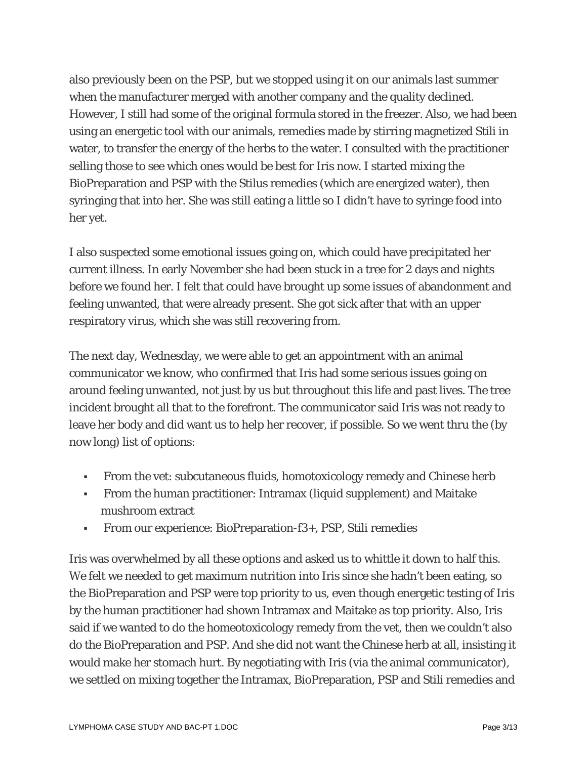also previously been on the PSP, but we stopped using it on our animals last summer when the manufacturer merged with another company and the quality declined. However, I still had some of the original formula stored in the freezer. Also, we had been using an energetic tool with our animals, remedies made by stirring magnetized Stili in water, to transfer the energy of the herbs to the water. I consulted with the practitioner selling those to see which ones would be best for Iris now. I started mixing the BioPreparation and PSP with the Stilus remedies (which are energized water), then syringing that into her. She was still eating a little so I didn't have to syringe food into her yet.

I also suspected some emotional issues going on, which could have precipitated her current illness. In early November she had been stuck in a tree for 2 days and nights before we found her. I felt that could have brought up some issues of abandonment and feeling unwanted, that were already present. She got sick after that with an upper respiratory virus, which she was still recovering from.

The next day, Wednesday, we were able to get an appointment with an animal communicator we know, who confirmed that Iris had some serious issues going on around feeling unwanted, not just by us but throughout this life and past lives. The tree incident brought all that to the forefront. The communicator said Iris was not ready to leave her body and did want us to help her recover, if possible. So we went thru the (by now long) list of options:

- From the vet: subcutaneous fluids, homotoxicology remedy and Chinese herb
- From the human practitioner: Intramax (liquid supplement) and Maitake mushroom extract
- From our experience: BioPreparation-f3+, PSP, Stili remedies

Iris was overwhelmed by all these options and asked us to whittle it down to half this. We felt we needed to get maximum nutrition into Iris since she hadn't been eating, so the BioPreparation and PSP were top priority to us, even though energetic testing of Iris by the human practitioner had shown Intramax and Maitake as top priority. Also, Iris said if we wanted to do the homeotoxicology remedy from the vet, then we couldn't also do the BioPreparation and PSP. And she did not want the Chinese herb at all, insisting it would make her stomach hurt. By negotiating with Iris (via the animal communicator), we settled on mixing together the Intramax, BioPreparation, PSP and Stili remedies and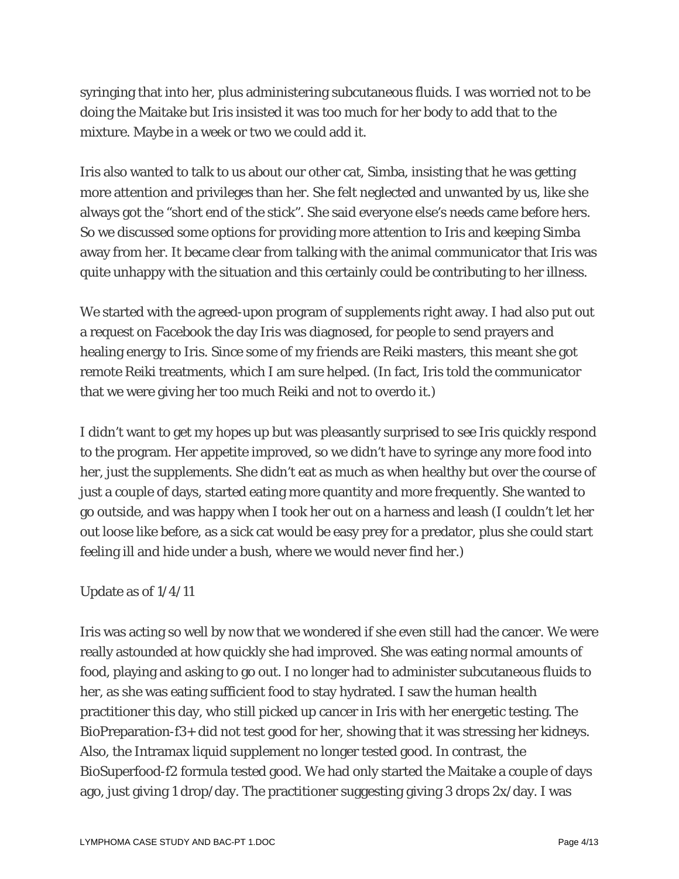syringing that into her, plus administering subcutaneous fluids. I was worried not to be doing the Maitake but Iris insisted it was too much for her body to add that to the mixture. Maybe in a week or two we could add it.

Iris also wanted to talk to us about our other cat, Simba, insisting that he was getting more attention and privileges than her. She felt neglected and unwanted by us, like she always got the "short end of the stick". She said everyone else's needs came before hers. So we discussed some options for providing more attention to Iris and keeping Simba away from her. It became clear from talking with the animal communicator that Iris was quite unhappy with the situation and this certainly could be contributing to her illness.

We started with the agreed-upon program of supplements right away. I had also put out a request on Facebook the day Iris was diagnosed, for people to send prayers and healing energy to Iris. Since some of my friends are Reiki masters, this meant she got remote Reiki treatments, which I am sure helped. (In fact, Iris told the communicator that we were giving her too much Reiki and not to overdo it.)

I didn't want to get my hopes up but was pleasantly surprised to see Iris quickly respond to the program. Her appetite improved, so we didn't have to syringe any more food into her, just the supplements. She didn't eat as much as when healthy but over the course of just a couple of days, started eating more quantity and more frequently. She wanted to go outside, and was happy when I took her out on a harness and leash (I couldn't let her out loose like before, as a sick cat would be easy prey for a predator, plus she could start feeling ill and hide under a bush, where we would never find her.)

Update as of 1/4/11

Iris was acting so well by now that we wondered if she even still had the cancer. We were really astounded at how quickly she had improved. She was eating normal amounts of food, playing and asking to go out. I no longer had to administer subcutaneous fluids to her, as she was eating sufficient food to stay hydrated. I saw the human health practitioner this day, who still picked up cancer in Iris with her energetic testing. The BioPreparation-f3+ did not test good for her, showing that it was stressing her kidneys. Also, the Intramax liquid supplement no longer tested good. In contrast, the BioSuperfood-f2 formula tested good. We had only started the Maitake a couple of days ago, just giving 1 drop/day. The practitioner suggesting giving 3 drops 2x/day. I was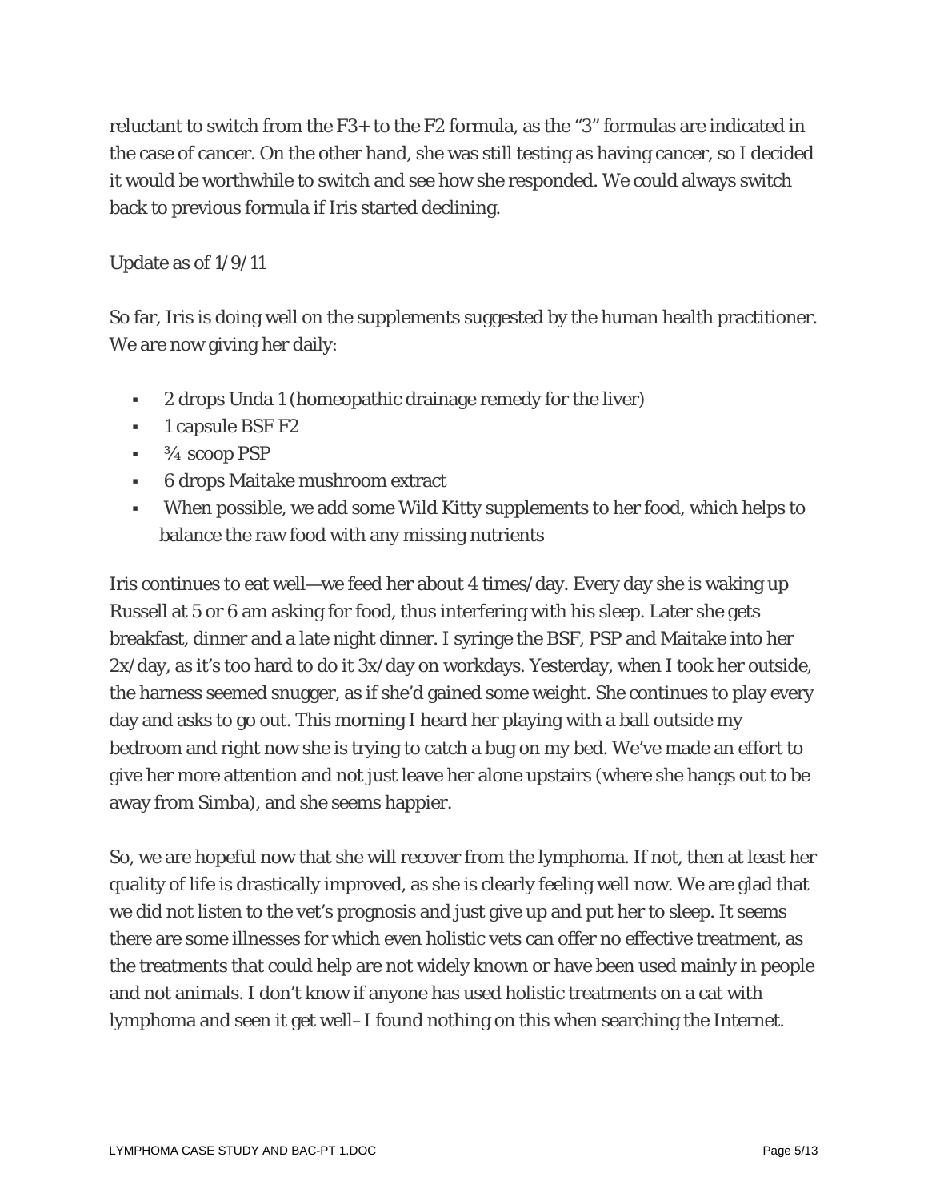reluctant to switch from the F3+ to the F2 formula, as the “3” formulas are indicated in the case of cancer. On the other hand, she was still testing as having cancer, so I decided it would be worthwhile to switch and see how she responded. We could always switch back to previous formula if Iris started declining.

Update as of 1/9/11

So far, Iris is doing well on the supplements suggested by the human health practitioner. We are now giving her daily:

- 2 drops Unda 1 (homeopathic drainage remedy for the liver)
- 1 capsule BSF F2
- ¾ scoop PSP
- 6 drops Maitake mushroom extract
- When possible, we add some Wild Kitty supplements to her food, which helps to balance the raw food with any missing nutrients

Iris continues to eat well—we feed her about 4 times/day. Every day she is waking up Russell at 5 or 6 am asking for food, thus interfering with his sleep. Later she gets breakfast, dinner and a late night dinner. I syringe the BSF, PSP and Maitake into her 2x/day, as it’s too hard to do it 3x/day on workdays. Yesterday, when I took her outside, the harness seemed snugger, as if she’d gained some weight. She continues to play every day and asks to go out. This morning I heard her playing with a ball outside my bedroom and right now she is trying to catch a bug on my bed. We’ve made an effort to give her more attention and not just leave her alone upstairs (where she hangs out to be away from Simba), and she seems happier.

So, we are hopeful now that she will recover from the lymphoma. If not, then at least her quality of life is drastically improved, as she is clearly feeling well now. We are glad that we did not listen to the vet’s prognosis and just give up and put her to sleep. It seems there are some illnesses for which even holistic vets can offer no effective treatment, as the treatments that could help are not widely known or have been used mainly in people and not animals. I don’t know if anyone has used holistic treatments on a cat with lymphoma and seen it get well–I found nothing on this when searching the Internet.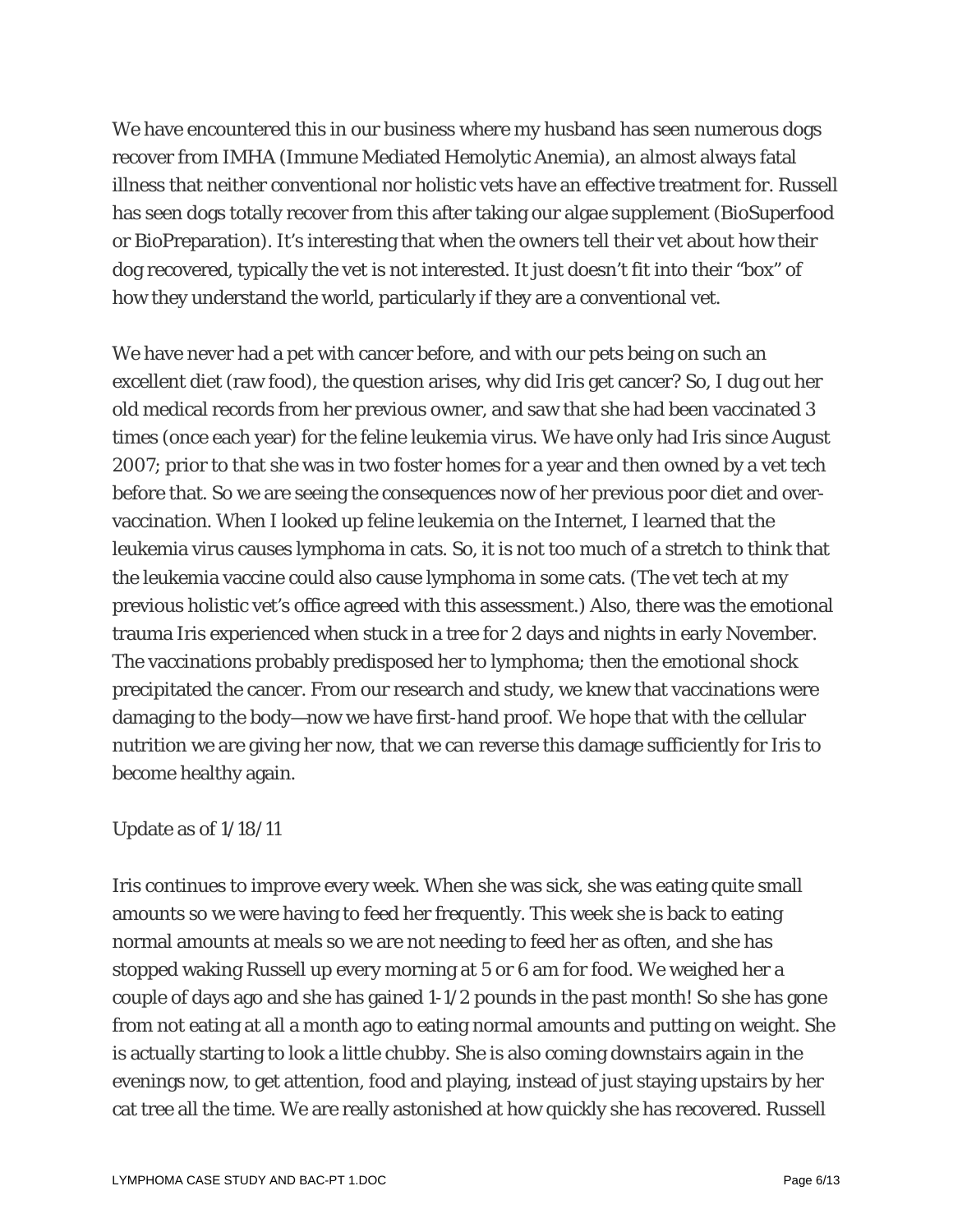We have encountered this in our business where my husband has seen numerous dogs recover from IMHA (Immune Mediated Hemolytic Anemia), an almost always fatal illness that neither conventional nor holistic vets have an effective treatment for. Russell has seen dogs totally recover from this after taking our algae supplement (BioSuperfood or BioPreparation). It's interesting that when the owners tell their vet about how their dog recovered, typically the vet is not interested. It just doesn't fit into their "box" of how they understand the world, particularly if they are a conventional vet.

We have never had a pet with cancer before, and with our pets being on such an excellent diet (raw food), the question arises, why did Iris get cancer? So, I dug out her old medical records from her previous owner, and saw that she had been vaccinated 3 times (once each year) for the feline leukemia virus. We have only had Iris since August 2007; prior to that she was in two foster homes for a year and then owned by a vet tech before that. So we are seeing the consequences now of her previous poor diet and over-vaccination. When I looked up feline leukemia on the Internet, I learned that the leukemia virus causes lymphoma in cats. So, it is not too much of a stretch to think that the leukemia vaccine could also cause lymphoma in some cats. (The vet tech at my previous holistic vet's office agreed with this assessment.) Also, there was the emotional trauma Iris experienced when stuck in a tree for 2 days and nights in early November. The vaccinations probably predisposed her to lymphoma; then the emotional shock precipitated the cancer. From our research and study, we knew that vaccinations were damaging to the body—now we have first-hand proof. We hope that with the cellular nutrition we are giving her now, that we can reverse this damage sufficiently for Iris to become healthy again.

Update as of 1/18/11

Iris continues to improve every week. When she was sick, she was eating quite small amounts so we were having to feed her frequently. This week she is back to eating normal amounts at meals so we are not needing to feed her as often, and she has stopped waking Russell up every morning at 5 or 6 am for food. We weighed her a couple of days ago and she has gained 1-1/2 pounds in the past month! So she has gone from not eating at all a month ago to eating normal amounts and putting on weight. She is actually starting to look a little chubby. She is also coming downstairs again in the evenings now, to get attention, food and playing, instead of just staying upstairs by her cat tree all the time. We are really astonished at how quickly she has recovered. Russell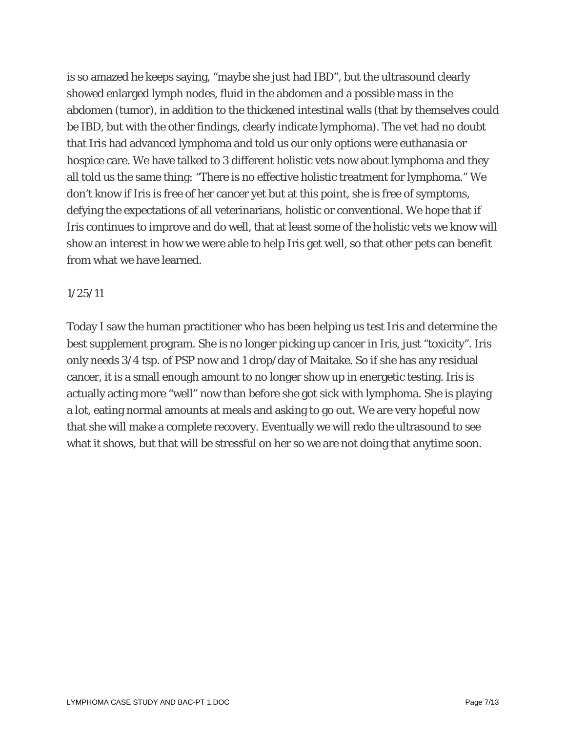is so amazed he keeps saying, "maybe she just had IBD", but the ultrasound clearly showed enlarged lymph nodes, fluid in the abdomen and a possible mass in the abdomen (tumor), in addition to the thickened intestinal walls (that by themselves could be IBD, but with the other findings, clearly indicate lymphoma). The vet had no doubt that Iris had advanced lymphoma and told us our only options were euthanasia or hospice care. We have talked to 3 different holistic vets now about lymphoma and they all told us the same thing: "There is no effective holistic treatment for lymphoma." We don't know if Iris is free of her cancer yet but at this point, she is free of symptoms, defying the expectations of all veterinarians, holistic or conventional. We hope that if Iris continues to improve and do well, that at least some of the holistic vets we know will show an interest in how we were able to help Iris get well, so that other pets can benefit from what we have learned.

1/25/11

Today I saw the human practitioner who has been helping us test Iris and determine the best supplement program. She is no longer picking up cancer in Iris, just "toxicity". Iris only needs 3/4 tsp. of PSP now and 1 drop/day of Maitake. So if she has any residual cancer, it is a small enough amount to no longer show up in energetic testing. Iris is actually acting more "well" now than before she got sick with lymphoma. She is playing a lot, eating normal amounts at meals and asking to go out. We are very hopeful now that she will make a complete recovery. Eventually we will redo the ultrasound to see what it shows, but that will be stressful on her so we are not doing that anytime soon.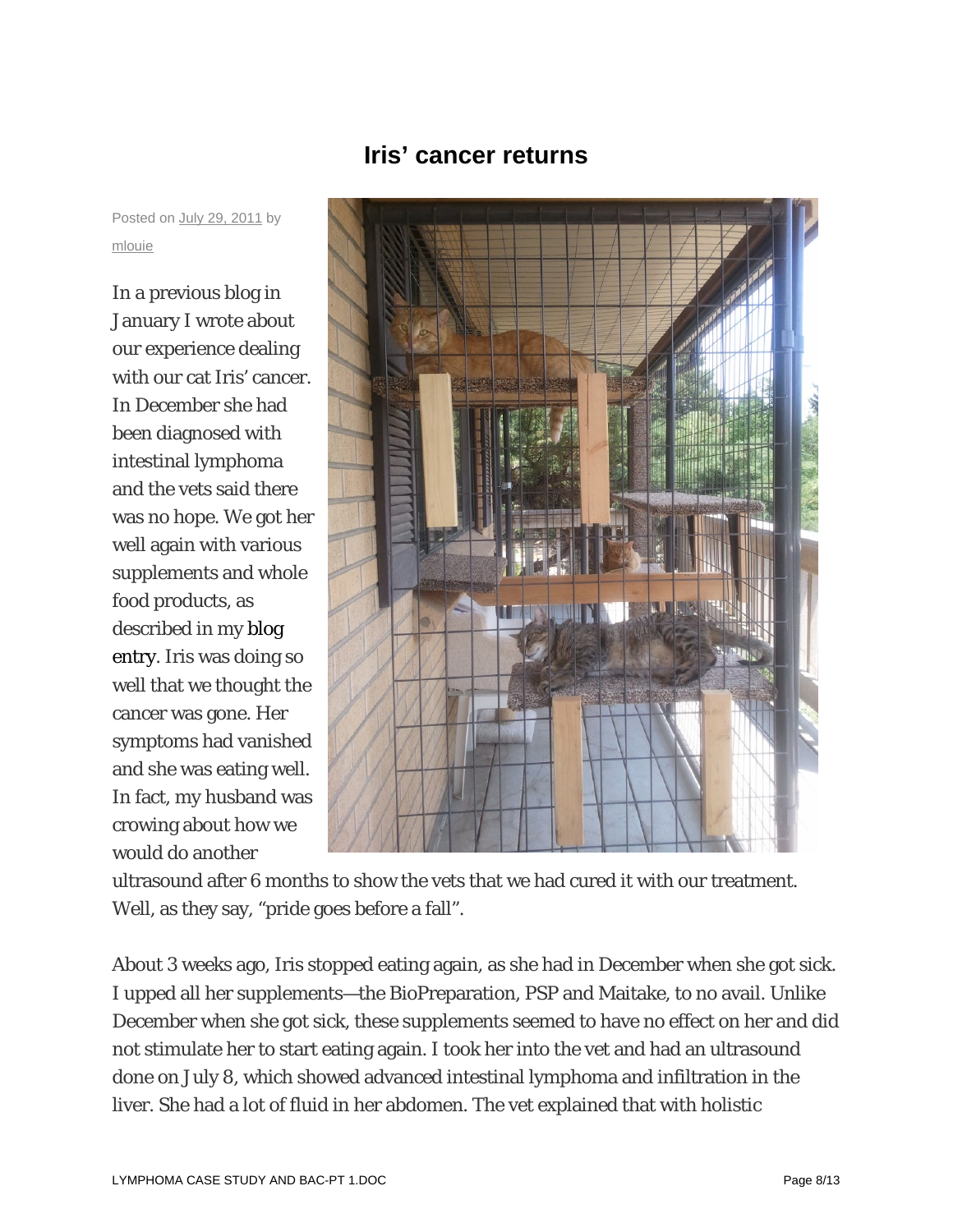# Iris' cancer returns

Posted on July 29, 2011 by mlouie

In a previous blog in January I wrote about our experience dealing with our cat Iris' cancer. In December she had been diagnosed with intestinal lymphoma and the vets said there was no hope. We got her well again with various supplements and whole food products, as described in my blog entry. Iris was doing so well that we thought the cancer was gone. Her symptoms had vanished and she was eating well. In fact, my husband was crowing about how we would do another ultrasound after 6 months to show the vets that we had cured it with our treatment. Well, as they say, "pride goes before a fall".

About 3 weeks ago, Iris stopped eating again, as she had in December when she got sick. I upped all her supplements—the BioPreparation, PSP and Maitake, to no avail. Unlike December when she got sick, these supplements seemed to have no effect on her and did not stimulate her to start eating again. I took her into the vet and had an ultrasound done on July 8, which showed advanced intestinal lymphoma and infiltration in the liver. She had a lot of fluid in her abdomen. The vet explained that with holistic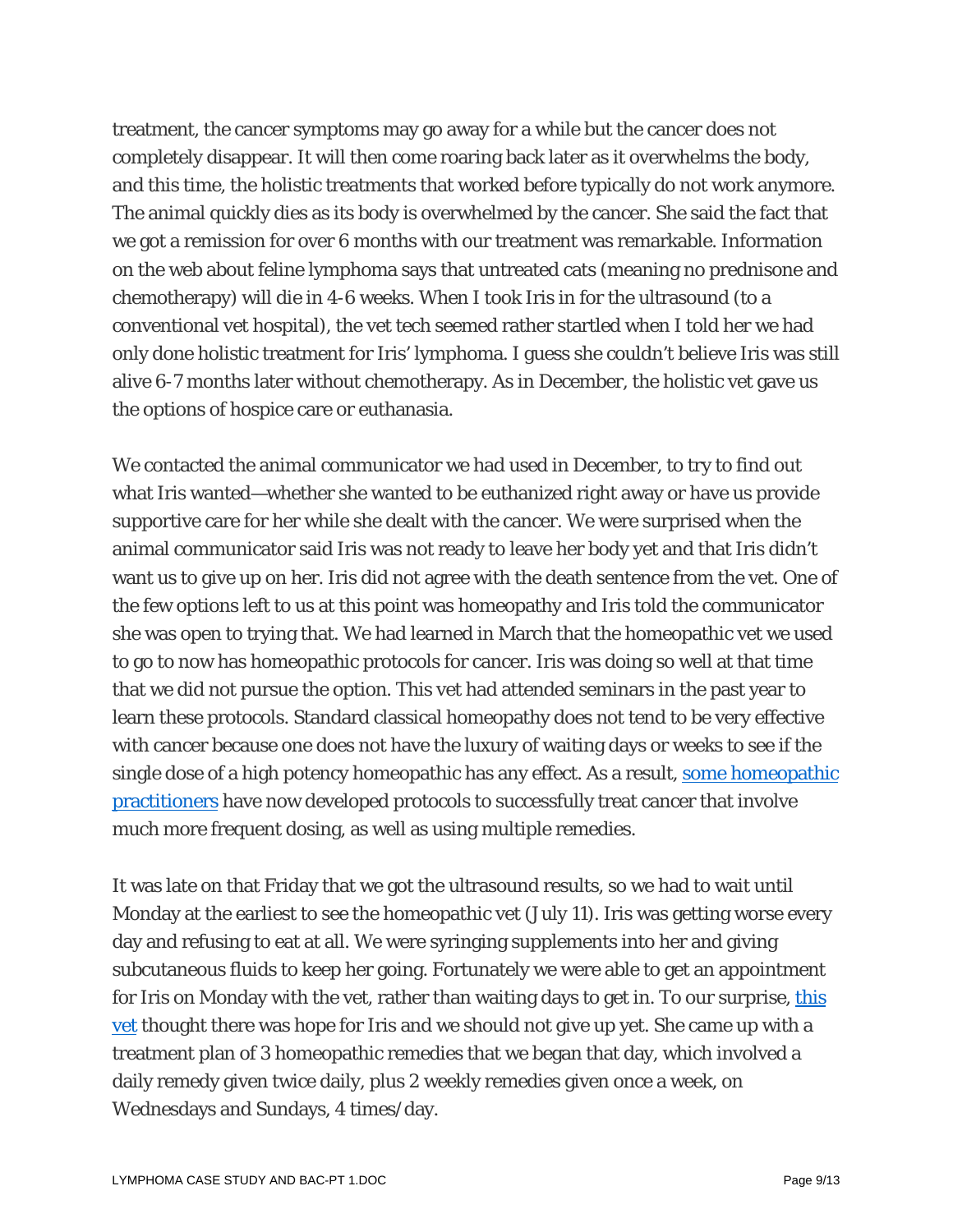treatment, the cancer symptoms may go away for a while but the cancer does not completely disappear. It will then come roaring back later as it overwhelms the body, and this time, the holistic treatments that worked before typically do not work anymore. The animal quickly dies as its body is overwhelmed by the cancer. She said the fact that we got a remission for over 6 months with our treatment was remarkable. Information on the web about feline lymphoma says that untreated cats (meaning no prednisone and chemotherapy) will die in 4-6 weeks. When I took Iris in for the ultrasound (to a conventional vet hospital), the vet tech seemed rather startled when I told her we had only done holistic treatment for Iris' lymphoma. I guess she couldn't believe Iris was still alive 6-7 months later without chemotherapy. As in December, the holistic vet gave us the options of hospice care or euthanasia.

We contacted the animal communicator we had used in December, to try to find out what Iris wanted—whether she wanted to be euthanized right away or have us provide supportive care for her while she dealt with the cancer. We were surprised when the animal communicator said Iris was not ready to leave her body yet and that Iris didn't want us to give up on her. Iris did not agree with the death sentence from the vet. One of the few options left to us at this point was homeopathy and Iris told the communicator she was open to trying that. We had learned in March that the homeopathic vet we used to go to now has homeopathic protocols for cancer. Iris was doing so well at that time that we did not pursue the option. This vet had attended seminars in the past year to learn these protocols. Standard classical homeopathy does not tend to be very effective with cancer because one does not have the luxury of waiting days or weeks to see if the single dose of a high potency homeopathic has any effect. As a result, some homeopathic practitioners have now developed protocols to successfully treat cancer that involve much more frequent dosing, as well as using multiple remedies.

It was late on that Friday that we got the ultrasound results, so we had to wait until Monday at the earliest to see the homeopathic vet (July 11). Iris was getting worse every day and refusing to eat at all. We were syringing supplements into her and giving subcutaneous fluids to keep her going. Fortunately we were able to get an appointment for Iris on Monday with the vet, rather than waiting days to get in. To our surprise, this vet thought there was hope for Iris and we should not give up yet. She came up with a treatment plan of 3 homeopathic remedies that we began that day, which involved a daily remedy given twice daily, plus 2 weekly remedies given once a week, on Wednesdays and Sundays, 4 times/day.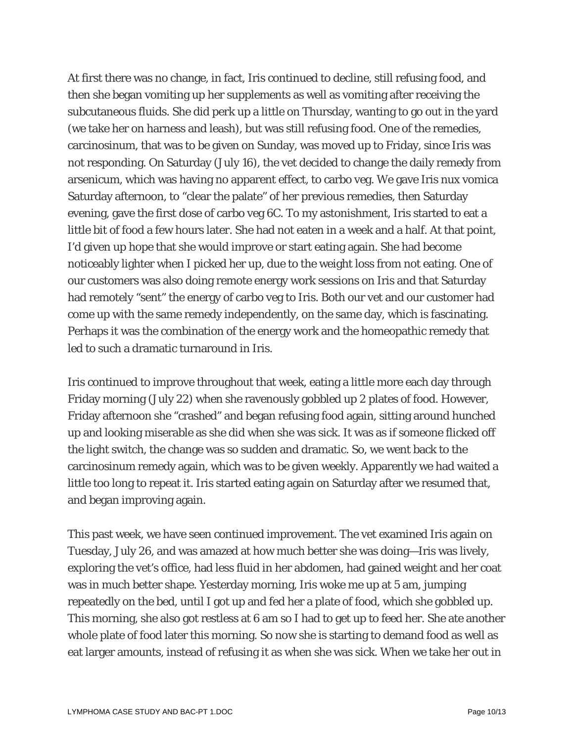At first there was no change, in fact, Iris continued to decline, still refusing food, and then she began vomiting up her supplements as well as vomiting after receiving the subcutaneous fluids. She did perk up a little on Thursday, wanting to go out in the yard (we take her on harness and leash), but was still refusing food. One of the remedies, carcinosinum, that was to be given on Sunday, was moved up to Friday, since Iris was not responding. On Saturday (July 16), the vet decided to change the daily remedy from arsenicum, which was having no apparent effect, to carbo veg. We gave Iris nux vomica Saturday afternoon, to "clear the palate" of her previous remedies, then Saturday evening, gave the first dose of carbo veg 6C. To my astonishment, Iris started to eat a little bit of food a few hours later. She had not eaten in a week and a half. At that point, I'd given up hope that she would improve or start eating again. She had become noticeably lighter when I picked her up, due to the weight loss from not eating. One of our customers was also doing remote energy work sessions on Iris and that Saturday had remotely "sent" the energy of carbo veg to Iris. Both our vet and our customer had come up with the same remedy independently, on the same day, which is fascinating. Perhaps it was the combination of the energy work and the homeopathic remedy that led to such a dramatic turnaround in Iris.

Iris continued to improve throughout that week, eating a little more each day through Friday morning (July 22) when she ravenously gobbled up 2 plates of food. However, Friday afternoon she "crashed" and began refusing food again, sitting around hunched up and looking miserable as she did when she was sick. It was as if someone flicked off the light switch, the change was so sudden and dramatic. So, we went back to the carcinosinum remedy again, which was to be given weekly. Apparently we had waited a little too long to repeat it. Iris started eating again on Saturday after we resumed that, and began improving again.

This past week, we have seen continued improvement. The vet examined Iris again on Tuesday, July 26, and was amazed at how much better she was doing—Iris was lively, exploring the vet's office, had less fluid in her abdomen, had gained weight and her coat was in much better shape. Yesterday morning, Iris woke me up at 5 am, jumping repeatedly on the bed, until I got up and fed her a plate of food, which she gobbled up. This morning, she also got restless at 6 am so I had to get up to feed her. She ate another whole plate of food later this morning. So now she is starting to demand food as well as eat larger amounts, instead of refusing it as when she was sick. When we take her out in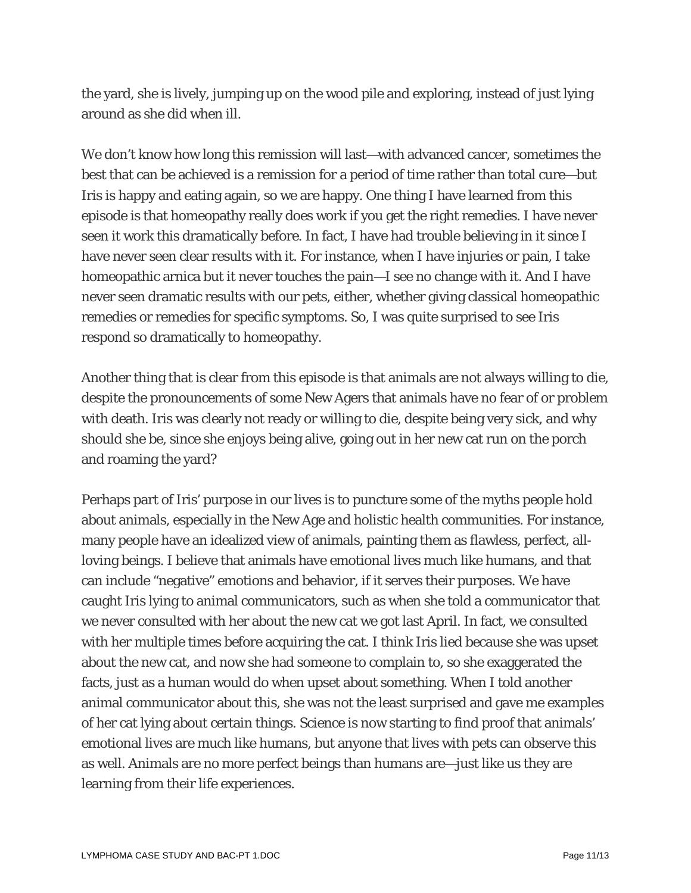the yard, she is lively, jumping up on the wood pile and exploring, instead of just lying around as she did when ill.

We don't know how long this remission will last—with advanced cancer, sometimes the best that can be achieved is a remission for a period of time rather than total cure—but Iris is happy and eating again, so we are happy. One thing I have learned from this episode is that homeopathy really does work if you get the right remedies. I have never seen it work this dramatically before. In fact, I have had trouble believing in it since I have never seen clear results with it. For instance, when I have injuries or pain, I take homeopathic arnica but it never touches the pain—I see no change with it. And I have never seen dramatic results with our pets, either, whether giving classical homeopathic remedies or remedies for specific symptoms. So, I was quite surprised to see Iris respond so dramatically to homeopathy.

Another thing that is clear from this episode is that animals are not always willing to die, despite the pronouncements of some New Agers that animals have no fear of or problem with death. Iris was clearly not ready or willing to die, despite being very sick, and why should she be, since she enjoys being alive, going out in her new cat run on the porch and roaming the yard?

Perhaps part of Iris' purpose in our lives is to puncture some of the myths people hold about animals, especially in the New Age and holistic health communities. For instance, many people have an idealized view of animals, painting them as flawless, perfect, all-loving beings. I believe that animals have emotional lives much like humans, and that can include "negative" emotions and behavior, if it serves their purposes. We have caught Iris lying to animal communicators, such as when she told a communicator that we never consulted with her about the new cat we got last April. In fact, we consulted with her multiple times before acquiring the cat. I think Iris lied because she was upset about the new cat, and now she had someone to complain to, so she exaggerated the facts, just as a human would do when upset about something. When I told another animal communicator about this, she was not the least surprised and gave me examples of her cat lying about certain things. Science is now starting to find proof that animals' emotional lives are much like humans, but anyone that lives with pets can observe this as well. Animals are no more perfect beings than humans are—just like us they are learning from their life experiences.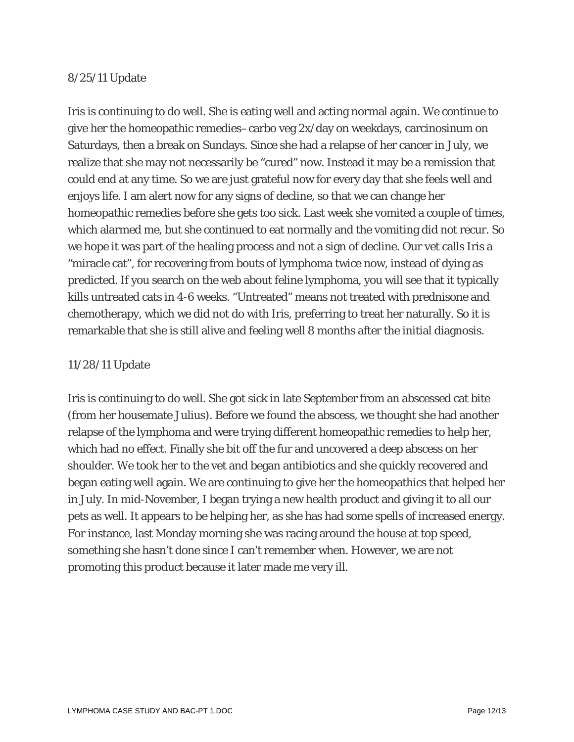8/25/11 Update

Iris is continuing to do well. She is eating well and acting normal again. We continue to give her the homeopathic remedies– carbo veg 2x/day on weekdays, carcinosinum on Saturdays, then a break on Sundays. Since she had a relapse of her cancer in July, we realize that she may not necessarily be "cured" now. Instead it may be a remission that could end at any time. So we are just grateful now for every day that she feels well and enjoys life. I am alert now for any signs of decline, so that we can change her homeopathic remedies before she gets too sick. Last week she vomited a couple of times, which alarmed me, but she continued to eat normally and the vomiting did not recur. So we hope it was part of the healing process and not a sign of decline. Our vet calls Iris a "miracle cat", for recovering from bouts of lymphoma twice now, instead of dying as predicted. If you search on the web about feline lymphoma, you will see that it typically kills untreated cats in 4-6 weeks. "Untreated" means not treated with prednisone and chemotherapy, which we did not do with Iris, preferring to treat her naturally. So it is remarkable that she is still alive and feeling well 8 months after the initial diagnosis.

11/28/11 Update

Iris is continuing to do well. She got sick in late September from an abscessed cat bite (from her housemate Julius). Before we found the abscess, we thought she had another relapse of the lymphoma and were trying different homeopathic remedies to help her, which had no effect. Finally she bit off the fur and uncovered a deep abscess on her shoulder. We took her to the vet and began antibiotics and she quickly recovered and began eating well again. We are continuing to give her the homeopathics that helped her in July. In mid-November, I began trying a new health product and giving it to all our pets as well. It appears to be helping her, as she has had some spells of increased energy. For instance, last Monday morning she was racing around the house at top speed, something she hasn't done since I can't remember when. However, we are not promoting this product because it later made me very ill.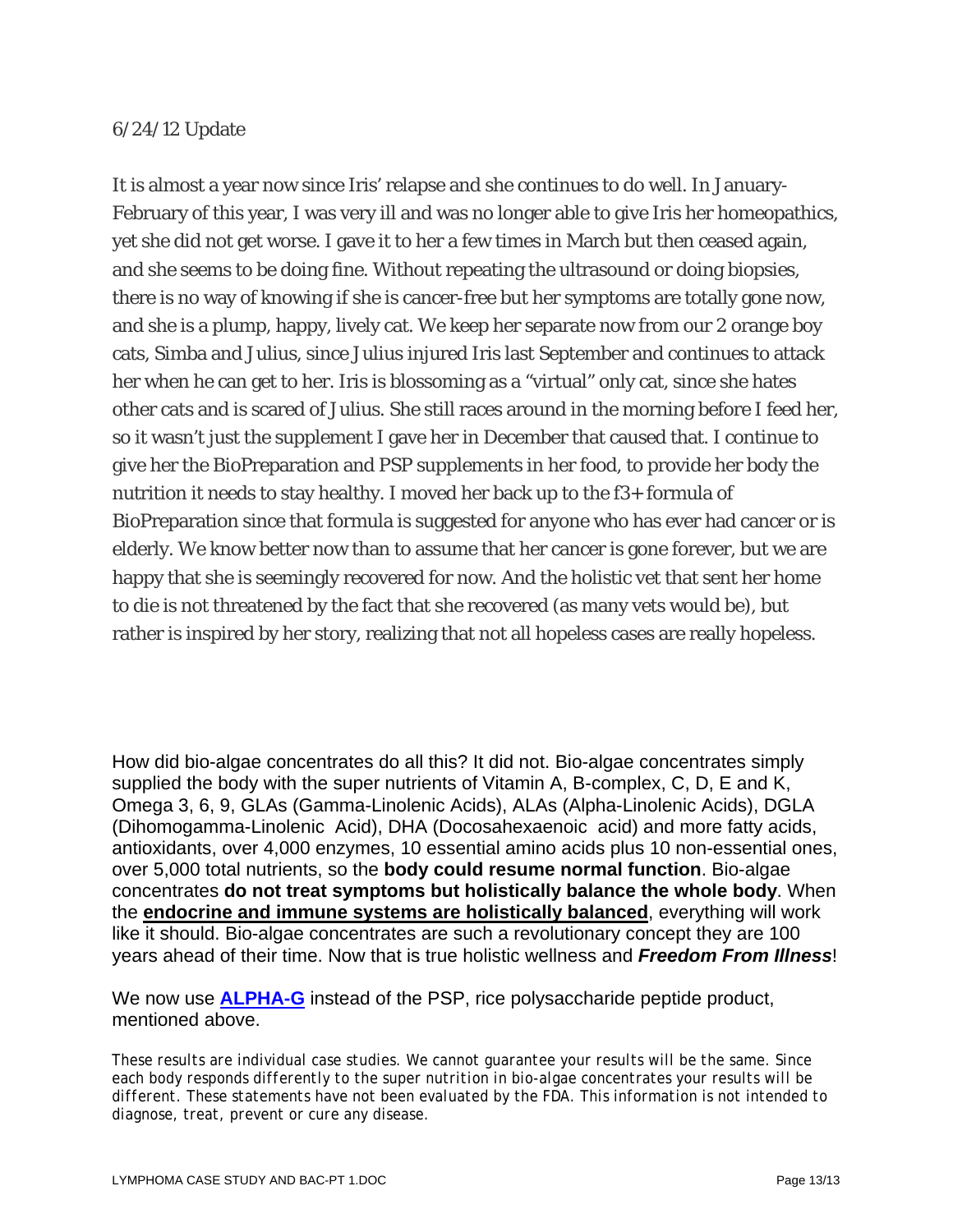6/24/12 Update

It is almost a year now since Iris' relapse and she continues to do well. In January-February of this year, I was very ill and was no longer able to give Iris her homeopathics, yet she did not get worse. I gave it to her a few times in March but then ceased again, and she seems to be doing fine. Without repeating the ultrasound or doing biopsies, there is no way of knowing if she is cancer-free but her symptoms are totally gone now, and she is a plump, happy, lively cat. We keep her separate now from our 2 orange boy cats, Simba and Julius, since Julius injured Iris last September and continues to attack her when he can get to her. Iris is blossoming as a "virtual" only cat, since she hates other cats and is scared of Julius. She still races around in the morning before I feed her, so it wasn't just the supplement I gave her in December that caused that. I continue to give her the BioPreparation and PSP supplements in her food, to provide her body the nutrition it needs to stay healthy. I moved her back up to the f3+ formula of BioPreparation since that formula is suggested for anyone who has ever had cancer or is elderly. We know better now than to assume that her cancer is gone forever, but we are happy that she is seemingly recovered for now. And the holistic vet that sent her home to die is not threatened by the fact that she recovered (as many vets would be), but rather is inspired by her story, realizing that not all hopeless cases are really hopeless.

How did bio-algae concentrates do all this? It did not. Bio-algae concentrates simply supplied the body with the super nutrients of Vitamin A, B-complex, C, D, E and K, Omega 3, 6, 9, GLAs (Gamma-Linolenic Acids), ALAs (Alpha-Linolenic Acids), DGLA (Dihomogamma-Linolenic Acid), DHA (Docosahexaenoic acid) and more fatty acids, antioxidants, over 4,000 enzymes, 10 essential amino acids plus 10 non-essential ones, over 5,000 total nutrients, so the **body could resume normal function**. Bio-algae concentrates **do not treat symptoms but holistically balance the whole body**. When the **endocrine and immune systems are holistically balanced**, everything will work like it should. Bio-algae concentrates are such a revolutionary concept they are 100 years ahead of their time. Now that is true holistic wellness and ***Freedom From Illness***!

We now use **ALPHA-G** instead of the PSP, rice polysaccharide peptide product, mentioned above.

*These results are individual case studies. We cannot guarantee your results will be the same. Since each body responds differently to the super nutrition in bio-algae concentrates your results will be different. These statements have not been evaluated by the FDA. This information is not intended to diagnose, treat, prevent or cure any disease.*